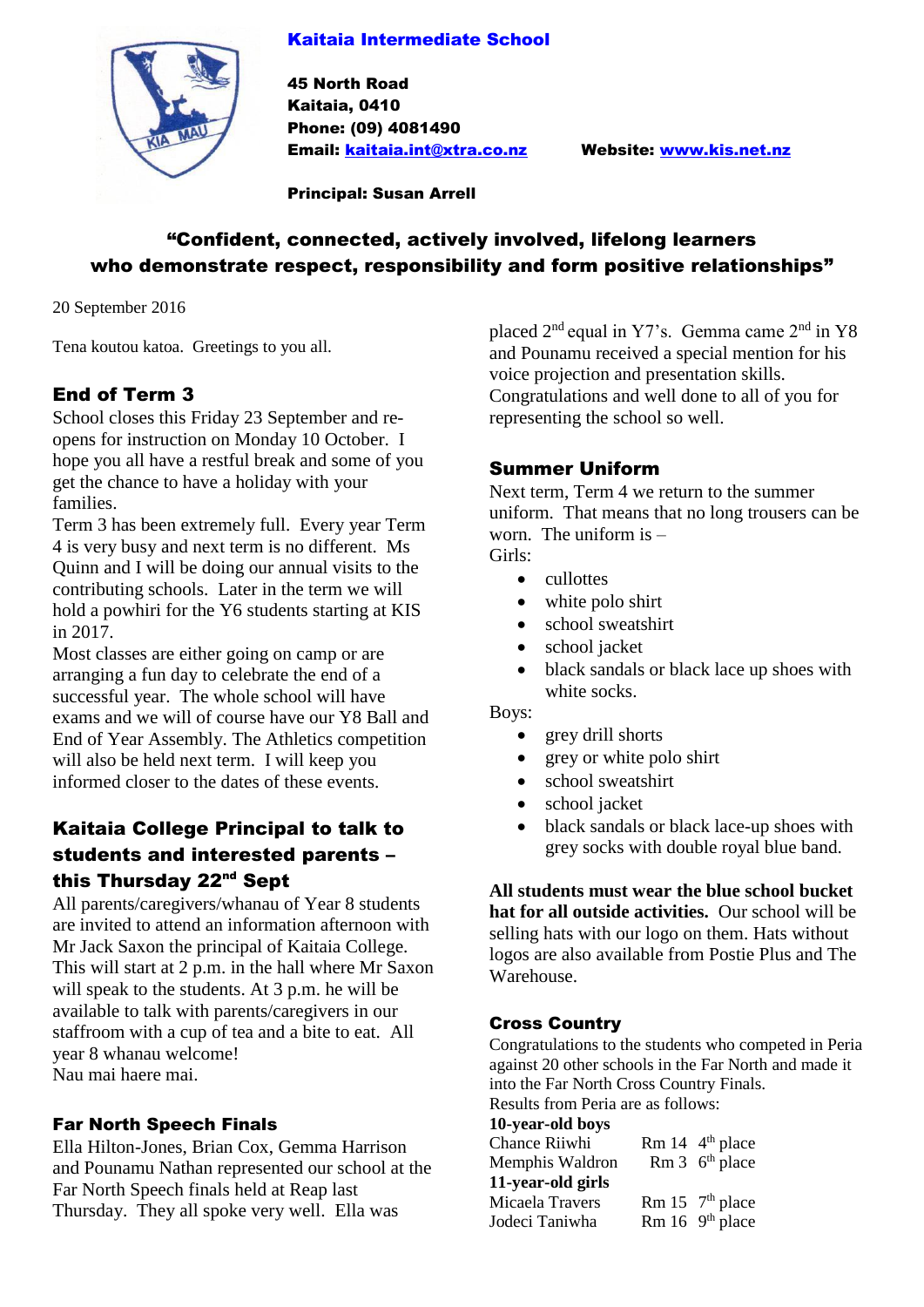# Kaitaia Intermediate School

**45 North Road**
**Kaitaia, 0410**
**Phone: (09) 4081490**
**Email: kaitaia.int@xtra.co.nz** **Website: www.kis.net.nz**

**Principal: Susan Arrell**

## "Confident, connected, actively involved, lifelong learners who demonstrate respect, responsibility and form positive relationships"

20 September 2016

Tena koutou katoa. Greetings to you all.

## End of Term 3

School closes this Friday 23 September and re-opens for instruction on Monday 10 October. I hope you all have a restful break and some of you get the chance to have a holiday with your families.

Term 3 has been extremely full. Every year Term 4 is very busy and next term is no different. Ms Quinn and I will be doing our annual visits to the contributing schools. Later in the term we will hold a powhiri for the Y6 students starting at KIS in 2017.

Most classes are either going on camp or are arranging a fun day to celebrate the end of a successful year. The whole school will have exams and we will of course have our Y8 Ball and End of Year Assembly. The Athletics competition will also be held next term. I will keep you informed closer to the dates of these events.

## Kaitaia College Principal to talk to students and interested parents – this Thursday 22nd Sept

All parents/caregivers/whanau of Year 8 students are invited to attend an information afternoon with Mr Jack Saxon the principal of Kaitaia College. This will start at 2 p.m. in the hall where Mr Saxon will speak to the students. At 3 p.m. he will be available to talk with parents/caregivers in our staffroom with a cup of tea and a bite to eat. All year 8 whanau welcome!
Nau mai haere mai.

## Far North Speech Finals

Ella Hilton-Jones, Brian Cox, Gemma Harrison and Pounamu Nathan represented our school at the Far North Speech finals held at Reap last Thursday. They all spoke very well. Ella was placed 2nd equal in Y7's. Gemma came 2nd in Y8 and Pounamu received a special mention for his voice projection and presentation skills. Congratulations and well done to all of you for representing the school so well.

## Summer Uniform

Next term, Term 4 we return to the summer uniform. That means that no long trousers can be worn. The uniform is –

Girls:

- cullottes
- white polo shirt
- school sweatshirt
- school jacket
- black sandals or black lace up shoes with white socks.

Boys:

- grey drill shorts
- grey or white polo shirt
- school sweatshirt
- school jacket
- black sandals or black lace-up shoes with grey socks with double royal blue band.

**All students must wear the blue school bucket hat for all outside activities.** Our school will be selling hats with our logo on them. Hats without logos are also available from Postie Plus and The Warehouse.

## Cross Country

Congratulations to the students who competed in Peria against 20 other schools in the Far North and made it into the Far North Cross Country Finals.
Results from Peria are as follows:

**10-year-old boys**

| | | |
|---|---|---|
| Chance Riiwhi | Rm 14 | 4th place |
| Memphis Waldron | Rm 3 | 6th place |

**11-year-old girls**

| | | |
|---|---|---|
| Micaela Travers | Rm 15 | 7th place |
| Jodeci Taniwha | Rm 16 | 9th place |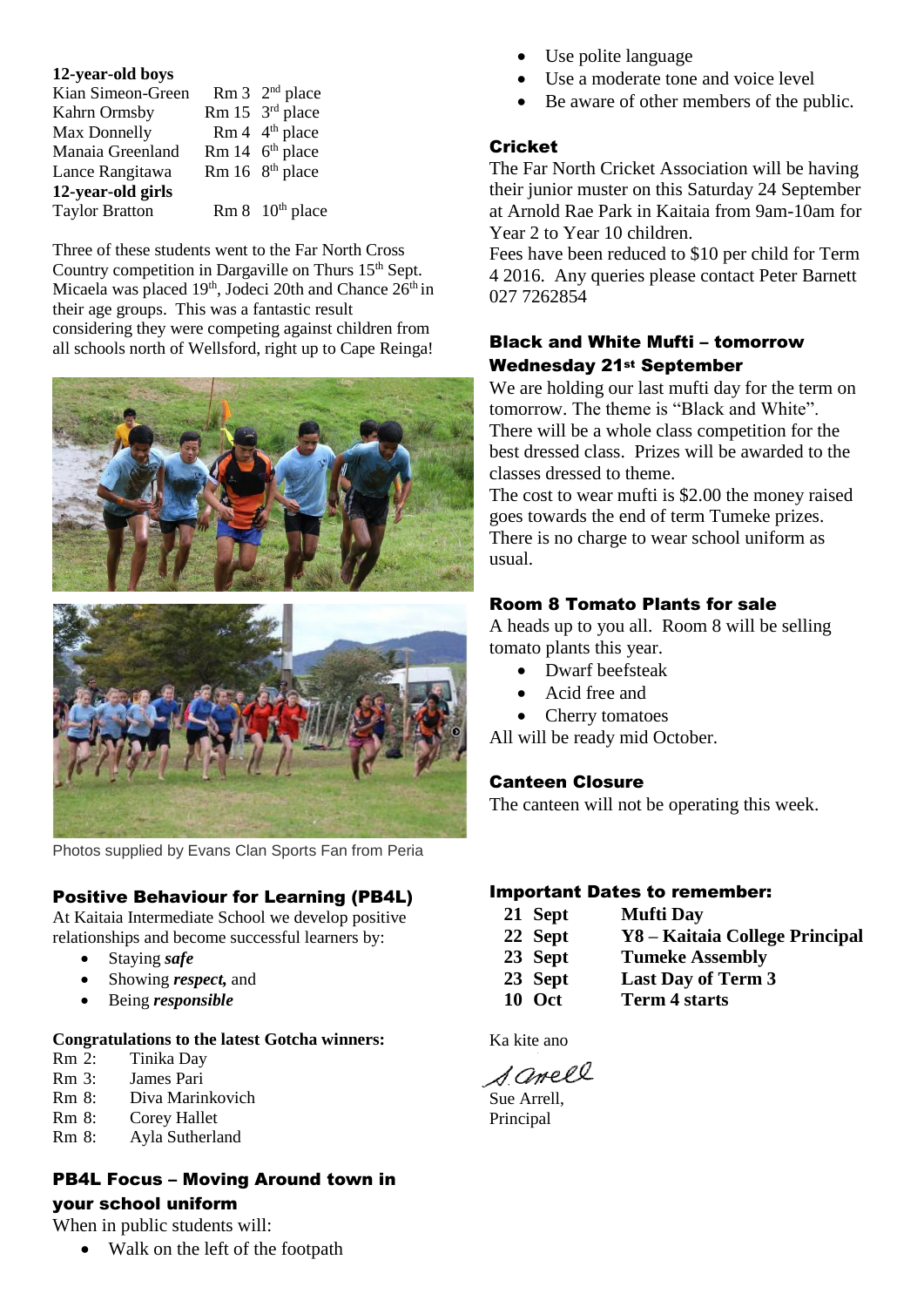**12-year-old boys**

| | | |
|---|---|---|
| Kian Simeon-Green | Rm 3 | 2nd place |
| Kahrn Ormsby | Rm 15 | 3rd place |
| Max Donnelly | Rm 4 | 4th place |
| Manaia Greenland | Rm 14 | 6th place |
| Lance Rangitawa | Rm 16 | 8th place |

**12-year-old girls**

| | | |
|---|---|---|
| Taylor Bratton | Rm 8 | 10th place |

Three of these students went to the Far North Cross Country competition in Dargaville on Thurs 15th Sept. Micaela was placed 19th, Jodeci 20th and Chance 26th in their age groups. This was a fantastic result considering they were competing against children from all schools north of Wellsford, right up to Cape Reinga!

Photos supplied by Evans Clan Sports Fan from Peria

### Positive Behaviour for Learning (PB4L)

At Kaitaia Intermediate School we develop positive relationships and become successful learners by:

- Staying ***safe***
- Showing ***respect,*** and
- Being ***responsible***

**Congratulations to the latest Gotcha winners:**

Rm 2: Tinika Day
Rm 3: James Pari
Rm 8: Diva Marinkovich
Rm 8: Corey Hallet
Rm 8: Ayla Sutherland

### PB4L Focus – Moving Around town in your school uniform

When in public students will:

- Walk on the left of the footpath
- Use polite language
- Use a moderate tone and voice level
- Be aware of other members of the public.

### Cricket

The Far North Cricket Association will be having their junior muster on this Saturday 24 September at Arnold Rae Park in Kaitaia from 9am-10am for Year 2 to Year 10 children.
Fees have been reduced to $10 per child for Term 4 2016. Any queries please contact Peter Barnett 027 7262854

### Black and White Mufti – tomorrow Wednesday 21st September

We are holding our last mufti day for the term on tomorrow. The theme is "Black and White". There will be a whole class competition for the best dressed class. Prizes will be awarded to the classes dressed to theme.
The cost to wear mufti is $2.00 the money raised goes towards the end of term Tumeke prizes. There is no charge to wear school uniform as usual.

### Room 8 Tomato Plants for sale

A heads up to you all. Room 8 will be selling tomato plants this year.

- Dwarf beefsteak
- Acid free and
- Cherry tomatoes

All will be ready mid October.

### Canteen Closure

The canteen will not be operating this week.

### Important Dates to remember:

| | |
|---|---|
| **21 Sept** | **Mufti Day** |
| **22 Sept** | **Y8 – Kaitaia College Principal** |
| **23 Sept** | **Tumeke Assembly** |
| **23 Sept** | **Last Day of Term 3** |
| **10 Oct** | **Term 4 starts** |

Ka kite ano

S Arrell

Sue Arrell,
Principal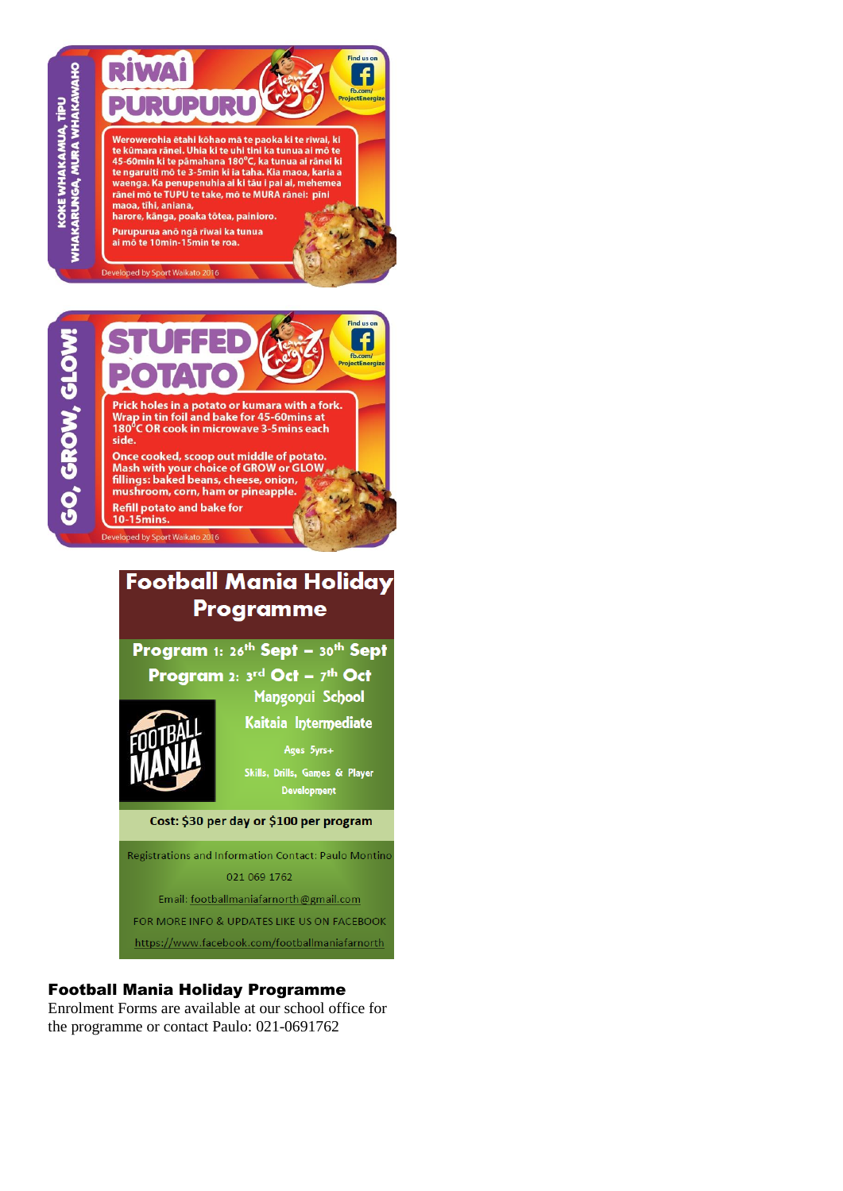KOKE WHAKAMUA, TĪPU WHAKARUNGA, MURA WHAKAWAHO

## RĪWAI PURUPURU

Find us on fb.com/ProjectEnergize

Werowerohia ētahi kōhao mā te paoka ki te riwai, ki te kūmara rānei. Uhia ki te uhi tini ka tunua ai mō te 45-60min ki te pāmahana 180°C, ka tunua ai rānei ki te ngaruiti mō te 3-5min ki ia taha. Kia maoa, karia a waenga. Ka penupenuhia ai ki tāu i pai ai, mehemea rānei mō te TUPU te take, mō te MURA rānei: pīni maoa, tīhi, aniana, harore, kānga, poaka tōtea, painioro.

Purupurua anō ngā riwai ka tunua ai mō te 10min-15min te roa.

Developed by Sport Waikato 2016

GO, GROW, GLOW!

## STUFFED POTATO

Find us on fb.com/ProjectEnergize

Prick holes in a potato or kumara with a fork. Wrap in tin foil and bake for 45-60mins at 180°C OR cook in microwave 3-5mins each side.

Once cooked, scoop out middle of potato. Mash with your choice of GROW or GLOW fillings: baked beans, cheese, onion, mushroom, corn, ham or pineapple.

Refill potato and bake for 10-15mins.

Developed by Sport Waikato 2016

## Football Mania Holiday Programme

**Program 1: 26th Sept – 30th Sept**

**Program 2: 3rd Oct – 7th Oct**

FOOTBALL MANIA

Mangonui School

Kaitaia Intermediate

Ages 5yrs+

Skills, Drills, Games & Player Development

**Cost: $30 per day or $100 per program**

Registrations and Information Contact: Paulo Montino

021 069 1762

Email: footballmaniafarnorth@gmail.com

FOR MORE INFO & UPDATES LIKE US ON FACEBOOK

https://www.facebook.com/footballmaniafarnorth

**Football Mania Holiday Programme**

Enrolment Forms are available at our school office for the programme or contact Paulo: 021-0691762